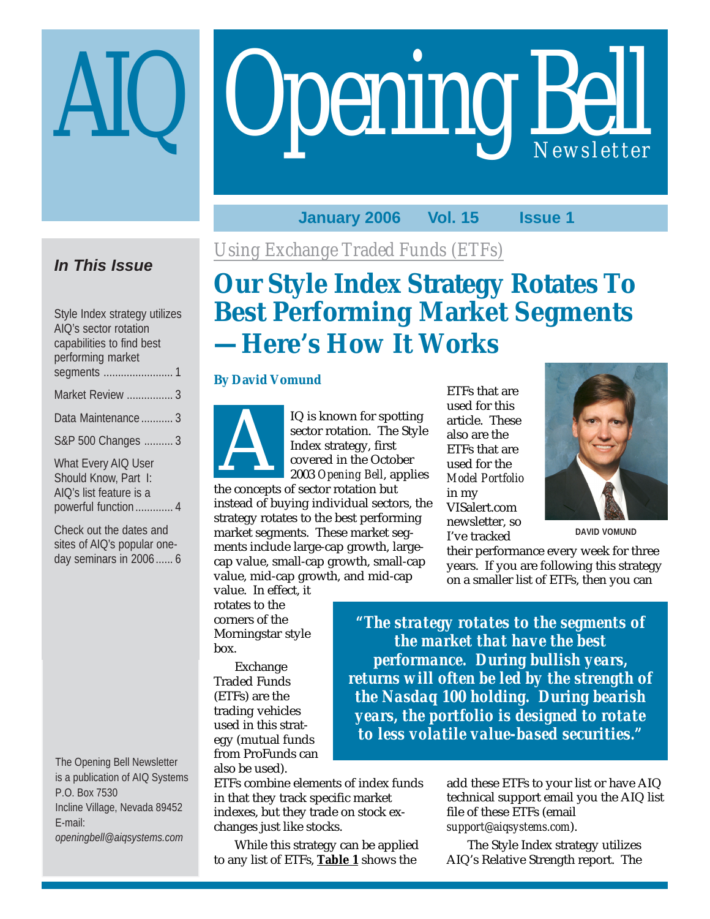# AIQ Opening Bell Newsletter

**January 2006 Vol. 15 Issue 1**

### In This Issue

Style Index strategy utilizes AIQ's sector rotation capabilities to find best performing market segments ........ 1

Market Review ........ 3

Data Maintenance ........ 3

S&P 500 Changes ........ 3

What Every AIQ User Should Know, Part I: AIQ's list feature is a powerful function ........ 4

Check out the dates and sites of AIQ's popular one-day seminars in 2006 ...... 6

The Opening Bell Newsletter is a publication of AIQ Systems
P.O. Box 7530
Incline Village, Nevada 89452
E-mail:
*openingbell@aiqsystems.com*

*Using Exchange Traded Funds (ETFs)*

# Our Style Index Strategy Rotates To Best Performing Market Segments —Here's How It Works

**By David Vomund**

AIQ is known for spotting sector rotation. The Style Index strategy, first covered in the October 2003 *Opening Bell*, applies the concepts of sector rotation but instead of buying individual sectors, the strategy rotates to the best performing market segments. These market segments include large-cap growth, large-cap value, small-cap growth, small-cap value, mid-cap growth, and mid-cap value. In effect, it rotates to the corners of the Morningstar style box.

Exchange Traded Funds (ETFs) are the trading vehicles used in this strategy (mutual funds from ProFunds can also be used). ETFs combine elements of index funds in that they track specific market indexes, but they trade on stock exchanges just like stocks.

While this strategy can be applied to any list of ETFs, **Table 1** shows the ETFs that are used for this article. These also are the ETFs that are used for the *Model Portfolio* in my VISalert.com newsletter, so I've tracked their performance every week for three years. If you are following this strategy on a smaller list of ETFs, then you can add these ETFs to your list or have AIQ technical support email you the AIQ list file of these ETFs (email *support@aiqsystems.com*).

DAVID VOMUND

> ***"The strategy rotates to the segments of the market that have the best performance. During bullish years, returns will often be led by the strength of the Nasdaq 100 holding. During bearish years, the portfolio is designed to rotate to less volatile value-based securities."***

The Style Index strategy utilizes AIQ's Relative Strength report. The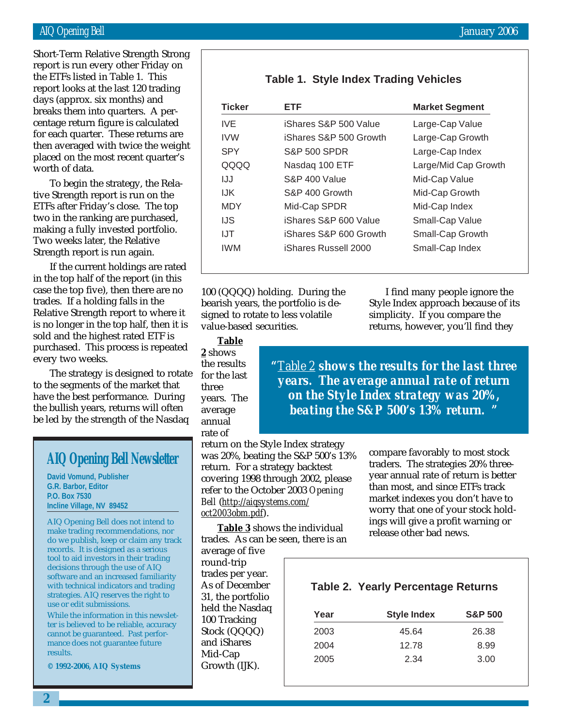Short-Term Relative Strength Strong report is run every other Friday on the ETFs listed in Table 1. This report looks at the last 120 trading days (approx. six months) and breaks them into quarters. A percentage return figure is calculated for each quarter. These returns are then averaged with twice the weight placed on the most recent quarter's worth of data.

To begin the strategy, the Relative Strength report is run on the ETFs after Friday's close. The top two in the ranking are purchased, making a fully invested portfolio. Two weeks later, the Relative Strength report is run again.

If the current holdings are rated in the top half of the report (in this case the top five), then there are no trades. If a holding falls in the Relative Strength report to where it is no longer in the top half, then it is sold and the highest rated ETF is purchased. This process is repeated every two weeks.

The strategy is designed to rotate to the segments of the market that have the best performance. During the bullish years, returns will often be led by the strength of the Nasdaq 100 (QQQQ) holding. During the bearish years, the portfolio is designed to rotate to less volatile value-based securities.

**Table 1. Style Index Trading Vehicles**

| Ticker | ETF | Market Segment |
|---|---|---|
| IVE | iShares S&P 500 Value | Large-Cap Value |
| IVW | iShares S&P 500 Growth | Large-Cap Growth |
| SPY | S&P 500 SPDR | Large-Cap Index |
| QQQQ | Nasdaq 100 ETF | Large/Mid Cap Growth |
| IJJ | S&P 400 Value | Mid-Cap Value |
| IJK | S&P 400 Growth | Mid-Cap Growth |
| MDY | Mid-Cap SPDR | Mid-Cap Index |
| IJS | iShares S&P 600 Value | Small-Cap Value |
| IJT | iShares S&P 600 Growth | Small-Cap Growth |
| IWM | iShares Russell 2000 | Small-Cap Index |

**Table 2** shows the results for the last three years. The average annual rate of return on the Style Index strategy was 20%, beating the S&P 500's 13% return. For a strategy backtest covering 1998 through 2002, please refer to the October 2003 *Opening Bell* (http://aiqsystems.com/oct2003obm.pdf).

> ***"Table 2 shows the results for the last three years. The average annual rate of return on the Style Index strategy was 20%, beating the S&P 500's 13% return."***

**Table 3** shows the individual trades. As can be seen, there is an average of five round-trip trades per year. As of December 31, the portfolio held the Nasdaq 100 Tracking Stock (QQQQ) and iShares Mid-Cap Growth (IJK).

I find many people ignore the Style Index approach because of its simplicity. If you compare the returns, however, you'll find they compare favorably to most stock traders. The strategies 20% three-year annual rate of return is better than most, and since ETFs track market indexes you don't have to worry that one of your stock holdings will give a profit warning or release other bad news.

**Table 2. Yearly Percentage Returns**

| Year | Style Index | S&P 500 |
|---|---|---|
| 2003 | 45.64 | 26.38 |
| 2004 | 12.78 | 8.99 |
| 2005 | 2.34 | 3.00 |

## AIQ Opening Bell Newsletter

**David Vomund, Publisher**
**G.R. Barbor, Editor**
**P.O. Box 7530**
**Incline Village, NV 89452**

AIQ Opening Bell does not intend to make trading recommendations, nor do we publish, keep or claim any track records. It is designed as a serious tool to aid investors in their trading decisions through the use of AIQ software and an increased familiarity with technical indicators and trading strategies. AIQ reserves the right to use or edit submissions.

While the information in this newsletter is believed to be reliable, accuracy cannot be guaranteed. Past performance does not guarantee future results.

**© 1992-2006, AIQ Systems**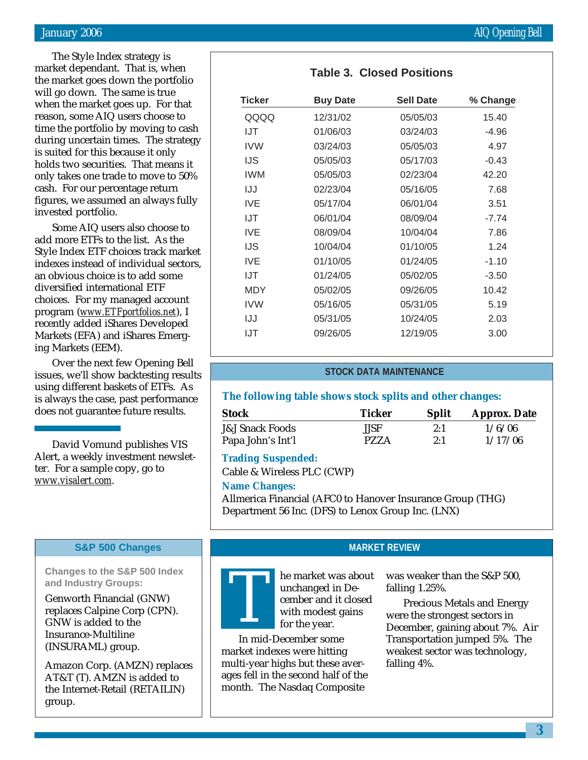The Style Index strategy is market dependant. That is, when the market goes down the portfolio will go down. The same is true when the market goes up. For that reason, some AIQ users choose to time the portfolio by moving to cash during uncertain times. The strategy is suited for this because it only holds two securities. That means it only takes one trade to move to 50% cash. For our percentage return figures, we assumed an always fully invested portfolio.

Some AIQ users also choose to add more ETFs to the list. As the Style Index ETF choices track market indexes instead of individual sectors, an obvious choice is to add some diversified international ETF choices. For my managed account program (www.ETFportfolios.net), I recently added iShares Developed Markets (EFA) and iShares Emerging Markets (EEM).

Over the next few Opening Bell issues, we'll show backtesting results using different baskets of ETFs. As is always the case, past performance does not guarantee future results.

David Vomund publishes VIS Alert, a weekly investment newsletter. For a sample copy, go to www.visalert.com.

**Table 3. Closed Positions**

| Ticker | Buy Date | Sell Date | % Change |
|---|---|---|---|
| QQQQ | 12/31/02 | 05/05/03 | 15.40 |
| IJT | 01/06/03 | 03/24/03 | -4.96 |
| IVW | 03/24/03 | 05/05/03 | 4.97 |
| IJS | 05/05/03 | 05/17/03 | -0.43 |
| IWM | 05/05/03 | 02/23/04 | 42.20 |
| IJJ | 02/23/04 | 05/16/05 | 7.68 |
| IVE | 05/17/04 | 06/01/04 | 3.51 |
| IJT | 06/01/04 | 08/09/04 | -7.74 |
| IVE | 08/09/04 | 10/04/04 | 7.86 |
| IJS | 10/04/04 | 01/10/05 | 1.24 |
| IVE | 01/10/05 | 01/24/05 | -1.10 |
| IJT | 01/24/05 | 05/02/05 | -3.50 |
| MDY | 05/02/05 | 09/26/05 | 10.42 |
| IVW | 05/16/05 | 05/31/05 | 5.19 |
| IJJ | 05/31/05 | 10/24/05 | 2.03 |
| IJT | 09/26/05 | 12/19/05 | 3.00 |

## STOCK DATA MAINTENANCE

**The following table shows stock splits and other changes:**

| Stock | Ticker | Split | Approx. Date |
|---|---|---|---|
| J&J Snack Foods | JJSF | 2:1 | 1/6/06 |
| Papa John's Int'l | PZZA | 2:1 | 1/17/06 |

**Trading Suspended:**

Cable & Wireless PLC (CWP)

**Name Changes:**

Allmerica Financial (AFC0 to Hanover Insurance Group (THG)
Department 56 Inc. (DFS) to Lenox Group Inc. (LNX)

## S&P 500 Changes

**Changes to the S&P 500 Index and Industry Groups:**

Genworth Financial (GNW) replaces Calpine Corp (CPN). GNW is added to the Insurance-Multiline (INSURAML) group.

Amazon Corp. (AMZN) replaces AT&T (T). AMZN is added to the Internet-Retail (RETAILIN) group.

## MARKET REVIEW

The market was about unchanged in December and it closed with modest gains for the year.

In mid-December some market indexes were hitting multi-year highs but these averages fell in the second half of the month. The Nasdaq Composite was weaker than the S&P 500, falling 1.25%.

Precious Metals and Energy were the strongest sectors in December, gaining about 7%. Air Transportation jumped 5%. The weakest sector was technology, falling 4%.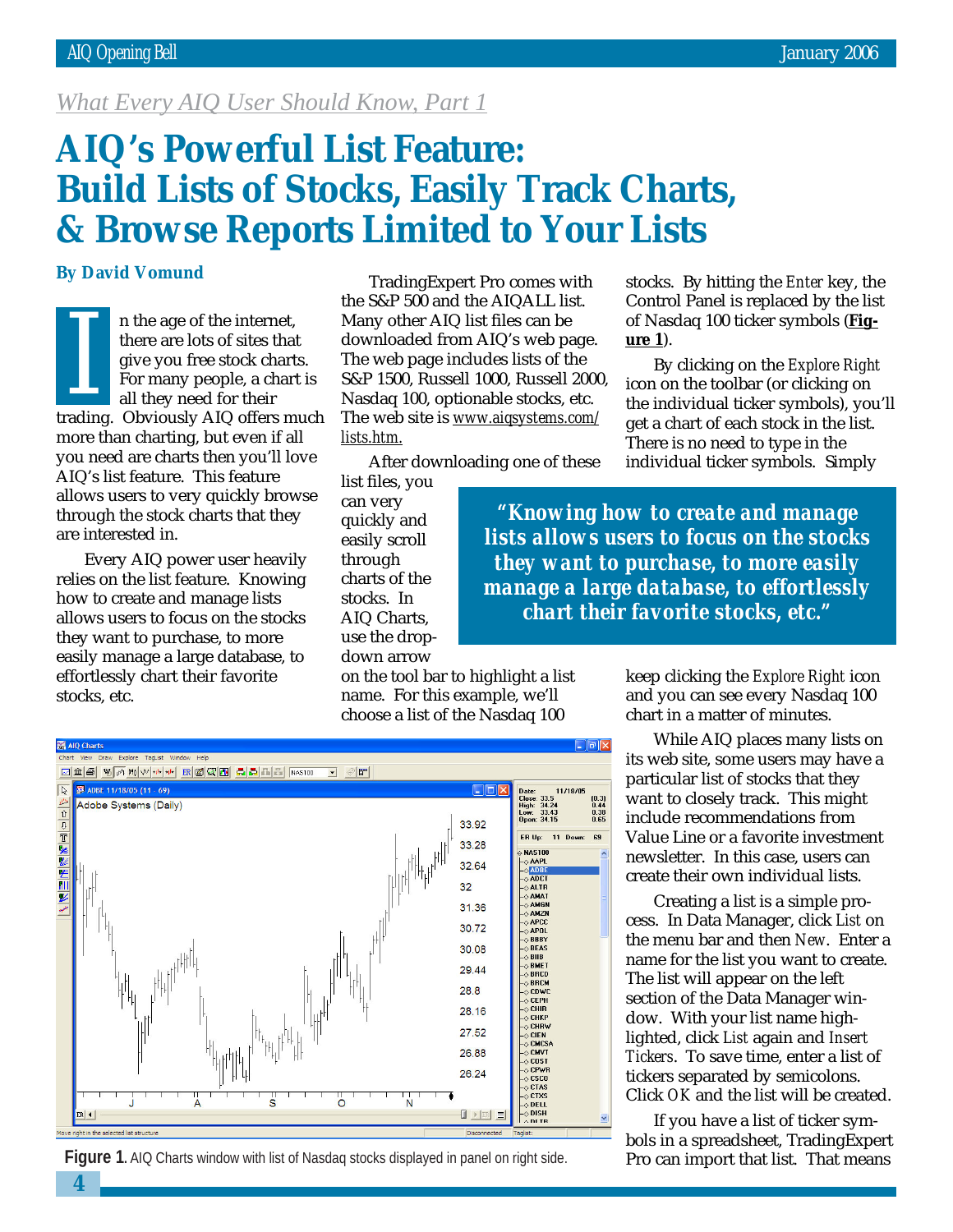*What Every AIQ User Should Know, Part 1*

# AIQ's Powerful List Feature: Build Lists of Stocks, Easily Track Charts, & Browse Reports Limited to Your Lists

**By David Vomund**

In the age of the internet, there are lots of sites that give you free stock charts. For many people, a chart is all they need for their trading. Obviously AIQ offers much more than charting, but even if all you need are charts then you'll love AIQ's list feature. This feature allows users to very quickly browse through the stock charts that they are interested in.

Every AIQ power user heavily relies on the list feature. Knowing how to create and manage lists allows users to focus on the stocks they want to purchase, to more easily manage a large database, to effortlessly chart their favorite stocks, etc.

TradingExpert Pro comes with the S&P 500 and the AIQALL list. Many other AIQ list files can be downloaded from AIQ's web page. The web page includes lists of the S&P 1500, Russell 1000, Russell 2000, Nasdaq 100, optionable stocks, etc. The web site is www.aiqsystems.com/lists.htm.

After downloading one of these list files, you can very quickly and easily scroll through charts of the stocks. In AIQ Charts, use the drop-down arrow on the tool bar to highlight a list name. For this example, we'll choose a list of the Nasdaq 100 stocks. By hitting the *Enter* key, the Control Panel is replaced by the list of Nasdaq 100 ticker symbols (**Figure 1**).

> ***"Knowing how to create and manage lists allows users to focus on the stocks they want to purchase, to more easily manage a large database, to effortlessly chart their favorite stocks, etc."***

By clicking on the *Explore Right* icon on the toolbar (or clicking on the individual ticker symbols), you'll get a chart of each stock in the list. There is no need to type in the individual ticker symbols. Simply keep clicking the *Explore Right* icon and you can see every Nasdaq 100 chart in a matter of minutes.

**Figure 1**. AIQ Charts window with list of Nasdaq stocks displayed in panel on right side.

While AIQ places many lists on its web site, some users may have a particular list of stocks that they want to closely track. This might include recommendations from Value Line or a favorite investment newsletter. In this case, users can create their own individual lists.

Creating a list is a simple process. In Data Manager, click *List* on the menu bar and then *New*. Enter a name for the list you want to create. The list will appear on the left section of the Data Manager window. With your list name highlighted, click *List* again and *Insert Tickers*. To save time, enter a list of tickers separated by semicolons. Click *OK* and the list will be created.

If you have a list of ticker symbols in a spreadsheet, TradingExpert Pro can import that list. That means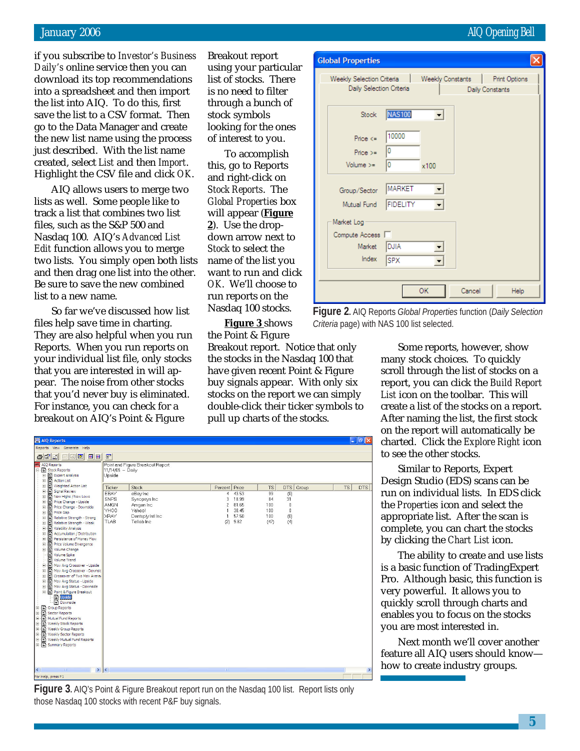if you subscribe to *Investor's Business Daily's* online service then you can download its top recommendations into a spreadsheet and then import the list into AIQ. To do this, first save the list to a CSV format. Then go to the Data Manager and create the new list name using the process just described. With the list name created, select *List* and then *Import*. Highlight the CSV file and click *OK*.

AIQ allows users to merge two lists as well. Some people like to track a list that combines two list files, such as the S&P 500 and Nasdaq 100. AIQ's *Advanced List Edit* function allows you to merge two lists. You simply open both lists and then drag one list into the other. Be sure to save the new combined list to a new name.

So far we've discussed how list files help save time in charting. They are also helpful when you run Reports. When you run reports on your individual list file, only stocks that you are interested in will appear. The noise from other stocks that you'd never buy is eliminated. For instance, you can check for a breakout on AIQ's Point & Figure Breakout report using your particular list of stocks. There is no need to filter through a bunch of stock symbols looking for the ones of interest to you.

To accomplish this, go to Reports and right-click on *Stock Reports*. The *Global Properties* box will appear (**Figure 2**). Use the drop-down arrow next to *Stock* to select the name of the list you want to run and click *OK*. We'll choose to run reports on the Nasdaq 100 stocks.

**Figure 3** shows the Point & Figure Breakout report. Notice that only the stocks in the Nasdaq 100 that have given recent Point & Figure buy signals appear. With only six stocks on the report we can simply double-click their ticker symbols to pull up charts of the stocks.

**Figure 2.** AIQ Reports *Global Properties* function (*Daily Selection Criteria* page) with NAS 100 list selected.

Some reports, however, show many stock choices. To quickly scroll through the list of stocks on a report, you can click the *Build Report List* icon on the toolbar. This will create a list of the stocks on a report. After naming the list, the first stock on the report will automatically be charted. Click the *Explore Right* icon to see the other stocks.

Similar to Reports, Expert Design Studio (EDS) scans can be run on individual lists. In EDS click the *Properties* icon and select the appropriate list. After the scan is complete, you can chart the stocks by clicking the *Chart List* icon.

The ability to create and use lists is a basic function of TradingExpert Pro. Although basic, this function is very powerful. It allows you to quickly scroll through charts and enables you to focus on the stocks you are most interested in.

Next month we'll cover another feature all AIQ users should know—how to create industry groups.

**Figure 3.** AIQ's Point & Figure Breakout report run on the Nasdaq 100 list. Report lists only those Nasdaq 100 stocks with recent P&F buy signals.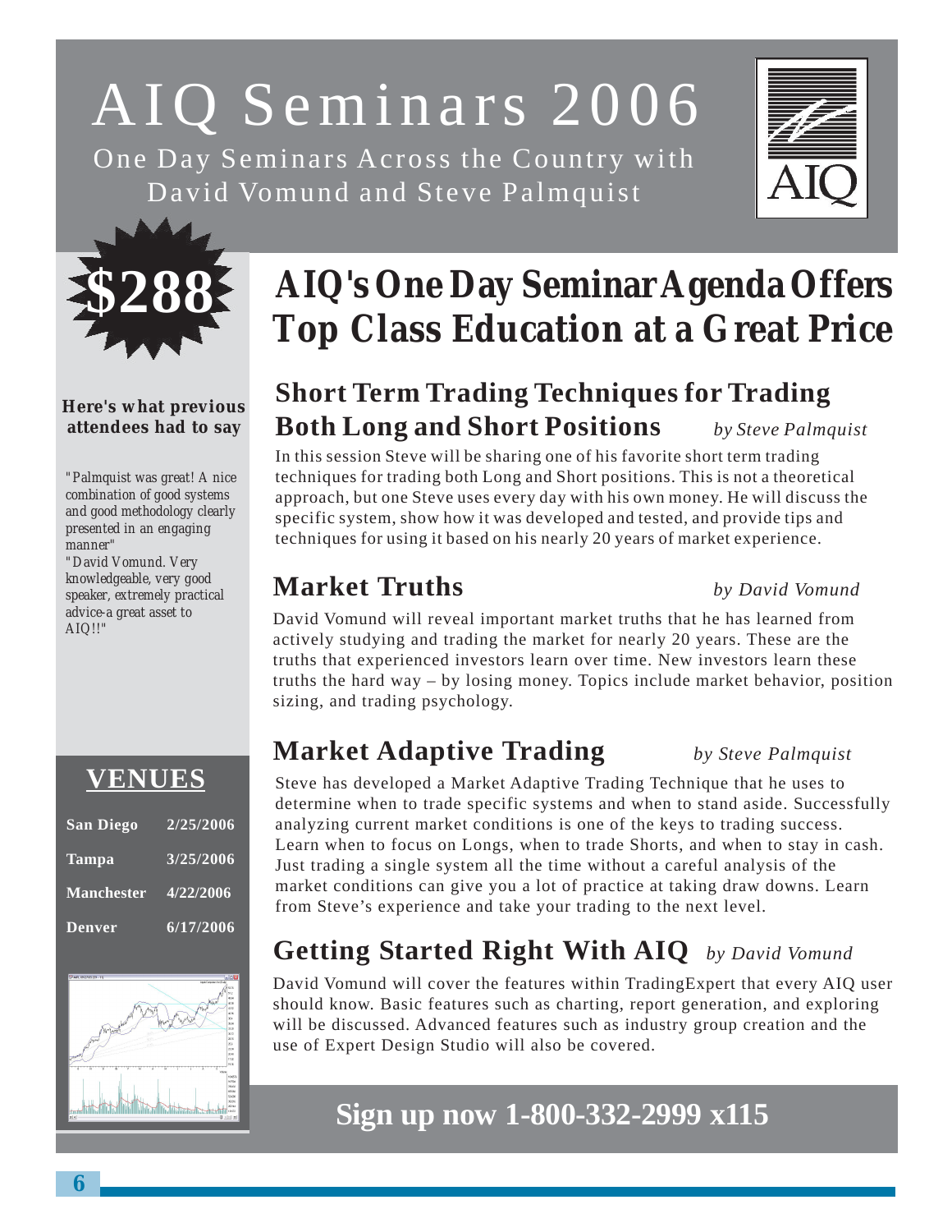# AIQ Seminars 2006

One Day Seminars Across the Country with David Vomund and Steve Palmquist

**$288**

## AIQ's One Day Seminar Agenda Offers Top Class Education at a Great Price

**Here's what previous attendees had to say**

*"Palmquist was great! A nice combination of good systems and good methodology clearly presented in an engaging manner"*

*"David Vomund. Very knowledgeable, very good speaker, extremely practical advice-a great asset to AIQ!!"*

### Short Term Trading Techniques for Trading Both Long and Short Positions *by Steve Palmquist*

In this session Steve will be sharing one of his favorite short term trading techniques for trading both Long and Short positions. This is not a theoretical approach, but one Steve uses every day with his own money. He will discuss the specific system, show how it was developed and tested, and provide tips and techniques for using it based on his nearly 20 years of market experience.

### Market Truths *by David Vomund*

David Vomund will reveal important market truths that he has learned from actively studying and trading the market for nearly 20 years. These are the truths that experienced investors learn over time. New investors learn these truths the hard way – by losing money. Topics include market behavior, position sizing, and trading psychology.

### Market Adaptive Trading *by Steve Palmquist*

Steve has developed a Market Adaptive Trading Technique that he uses to determine when to trade specific systems and when to stand aside. Successfully analyzing current market conditions is one of the keys to trading success. Learn when to focus on Longs, when to trade Shorts, and when to stay in cash. Just trading a single system all the time without a careful analysis of the market conditions can give you a lot of practice at taking draw downs. Learn from Steve's experience and take your trading to the next level.

### Getting Started Right With AIQ *by David Vomund*

David Vomund will cover the features within TradingExpert that every AIQ user should know. Basic features such as charting, report generation, and exploring will be discussed. Advanced features such as industry group creation and the use of Expert Design Studio will also be covered.

## VENUES

| Venue | Date |
|---|---|
| San Diego | 2/25/2006 |
| Tampa | 3/25/2006 |
| Manchester | 4/22/2006 |
| Denver | 6/17/2006 |

**Sign up now 1-800-332-2999 x115**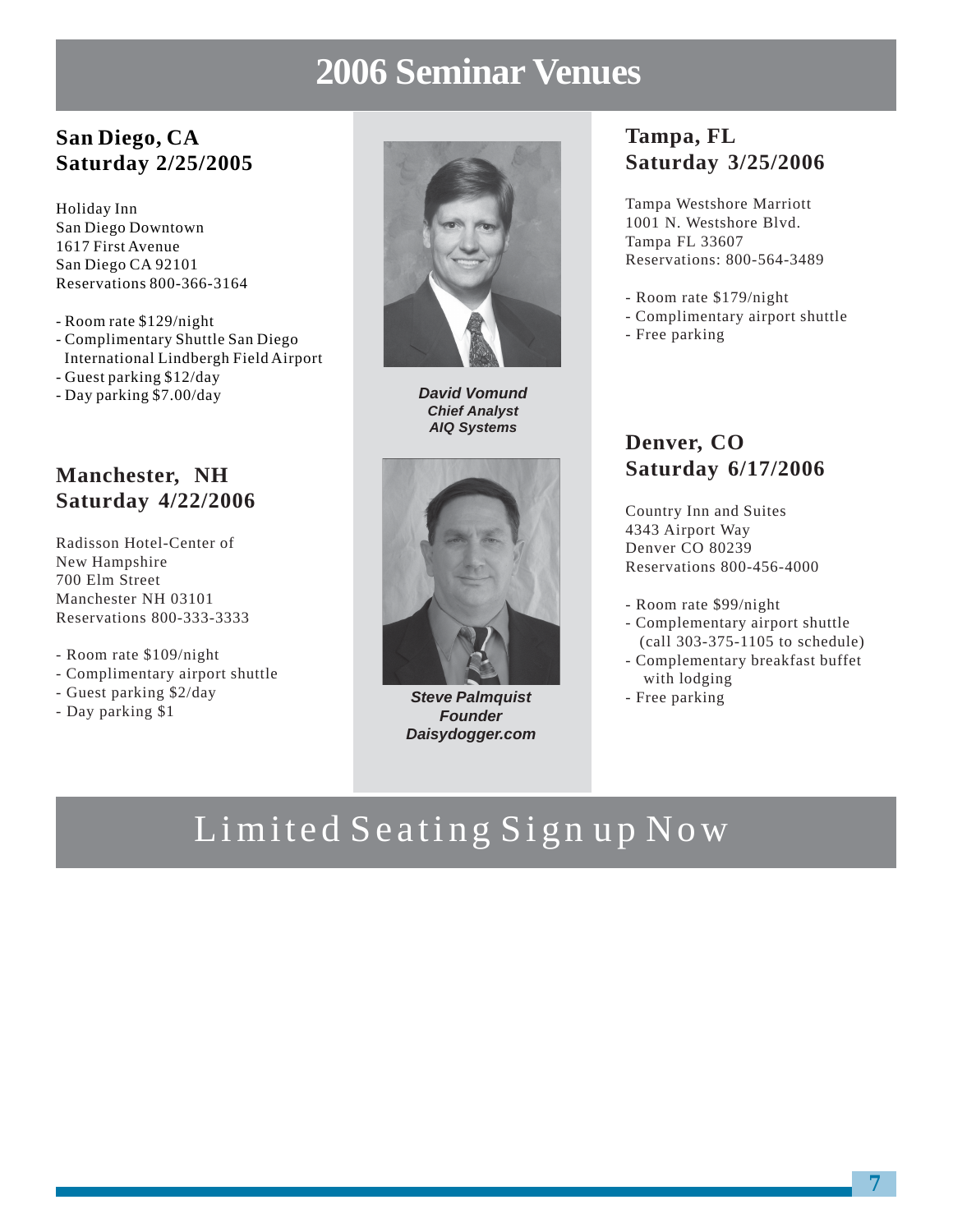# 2006 Seminar Venues

## San Diego, CA
## Saturday 2/25/2005

Holiday Inn
San Diego Downtown
1617 First Avenue
San Diego CA 92101
Reservations 800-366-3164

- Room rate $129/night
- Complimentary Shuttle San Diego International Lindbergh Field Airport
- Guest parking $12/day
- Day parking $7.00/day

## Manchester, NH
## Saturday 4/22/2006

Radisson Hotel-Center of New Hampshire
700 Elm Street
Manchester NH 03101
Reservations 800-333-3333

- Room rate $109/night
- Complimentary airport shuttle
- Guest parking $2/day
- Day parking $1

***David Vomund***
***Chief Analyst***
***AIQ Systems***

***Steve Palmquist***
***Founder***
***Daisydogger.com***

## Tampa, FL
## Saturday 3/25/2006

Tampa Westshore Marriott
1001 N. Westshore Blvd.
Tampa FL 33607
Reservations: 800-564-3489

- Room rate $179/night
- Complimentary airport shuttle
- Free parking

## Denver, CO
## Saturday 6/17/2006

Country Inn and Suites
4343 Airport Way
Denver CO 80239
Reservations 800-456-4000

- Room rate $99/night
- Complementary airport shuttle (call 303-375-1105 to schedule)
- Complementary breakfast buffet with lodging
- Free parking

# Limited Seating Sign up Now